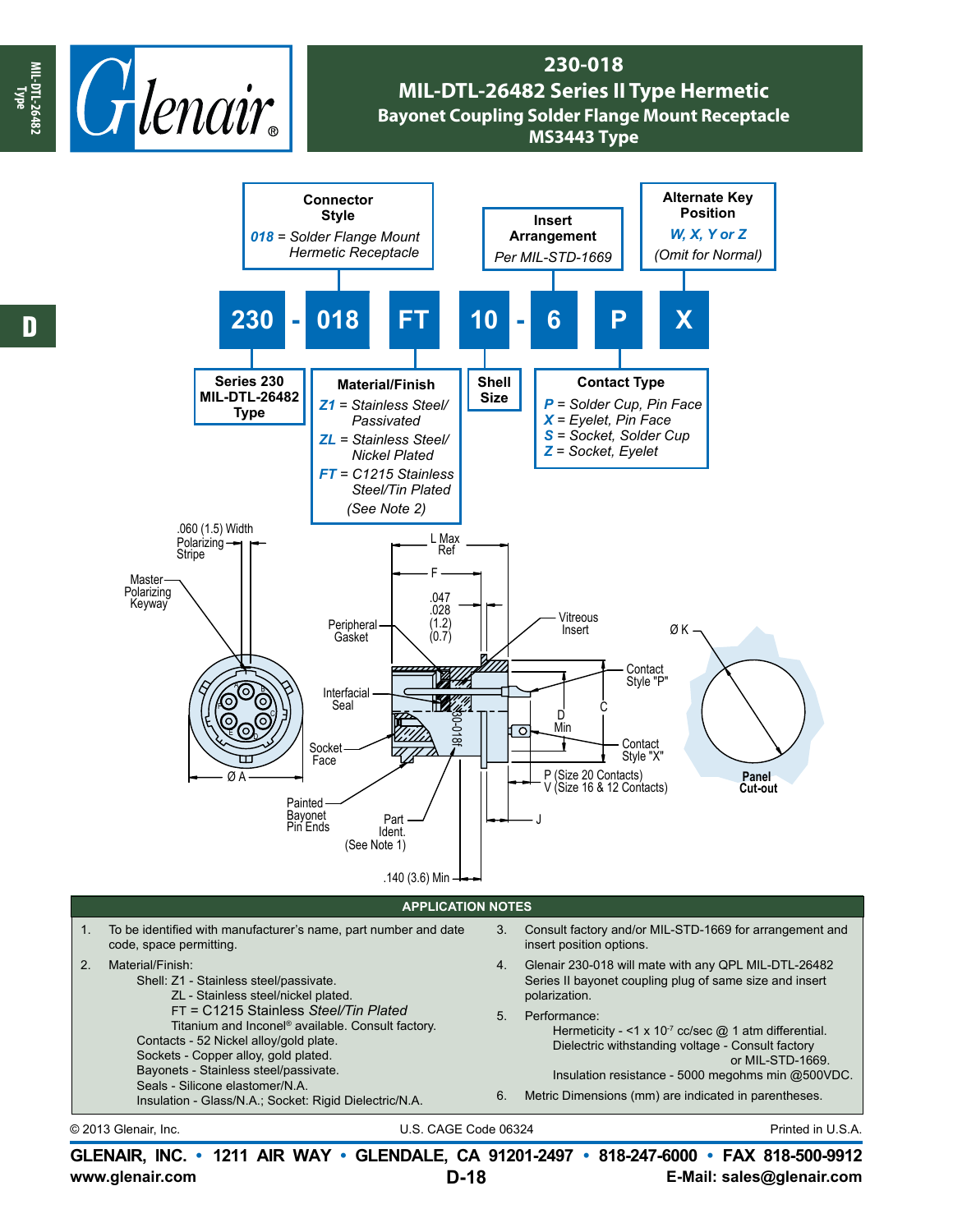# 230-018

## MIL-DTL-26482 Series II Type Hermetic

### Bayonet Coupling Solder Flange Mount Receptacle

### MS3443 Type

**230 - 018 FT 10 - 6 P X**

**Series 230 MIL-DTL-26482 Type**

**Connector Style**
*018* = *Solder Flange Mount Hermetic Receptacle*

**Material/Finish**
- *Z1* = *Stainless Steel/ Passivated*
- *ZL* = *Stainless Steel/ Nickel Plated*
- *FT* = *C1215 Stainless Steel/Tin Plated*

*(See Note 2)*

**Shell Size**

**Insert Arrangement**
*Per MIL-STD-1669*

**Contact Type**
- *P* = *Solder Cup, Pin Face*
- *X* = *Eyelet, Pin Face*
- *S* = *Socket, Solder Cup*
- *Z* = *Socket, Eyelet*

**Alternate Key Position**
*W, X, Y or Z*
*(Omit for Normal)*

.060 (1.5) Width Polarizing Stripe

Master Polarizing Keyway

Ø A

L Max Ref

F

.047 .028 (1.2) (0.7)

Peripheral Gasket

Interfacial Seal

Socket Face

Painted Bayonet Pin Ends

Part Ident. (See Note 1)

.140 (3.6) Min

Vitreous Insert

Contact Style "P"

Contact Style "X"

D Min

C

P (Size 20 Contacts)
V (Size 16 & 12 Contacts)

J

Ø K

**Panel Cut-out**

## APPLICATION NOTES

1. To be identified with manufacturer's name, part number and date code, space permitting.
2. Material/Finish:
   - Shell: Z1 - Stainless steel/passivate.
     - ZL - Stainless steel/nickel plated.
     - FT = C1215 Stainless *Steel/Tin Plated*
     - Titanium and Inconel® available. Consult factory.
   - Contacts - 52 Nickel alloy/gold plate.
   - Sockets - Copper alloy, gold plated.
   - Bayonets - Stainless steel/passivate.
   - Seals - Silicone elastomer/N.A.
   - Insulation - Glass/N.A.; Socket: Rigid Dielectric/N.A.
3. Consult factory and/or MIL-STD-1669 for arrangement and insert position options.
4. Glenair 230-018 will mate with any QPL MIL-DTL-26482 Series II bayonet coupling plug of same size and insert polarization.
5. Performance:
   - Hermeticity - <1 x $10^{-7}$ cc/sec @ 1 atm differential.
   - Dielectric withstanding voltage - Consult factory or MIL-STD-1669.
   - Insulation resistance - 5000 megohms min @500VDC.
6. Metric Dimensions (mm) are indicated in parentheses.

© 2013 Glenair, Inc. U.S. CAGE Code 06324 Printed in U.S.A.

**GLENAIR, INC. • 1211 AIR WAY • GLENDALE, CA 91201-2497 • 818-247-6000 • FAX 818-500-9912**
**www.glenair.com** **E-Mail: sales@glenair.com**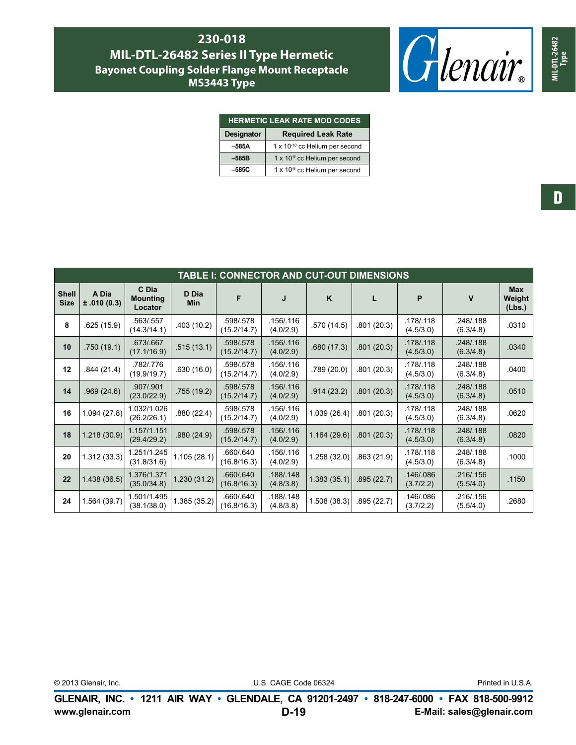# 230-018
## MIL-DTL-26482 Series II Type Hermetic
### Bayonet Coupling Solder Flange Mount Receptacle
### MS3443 Type

| HERMETIC LEAK RATE MOD CODES | |
|---|---|
| **Designator** | **Required Leak Rate** |
| –585A | 1 x $10^{-10}$ cc Helium per second |
| –585B | 1 x $10^{-9}$ cc Helium per second |
| –585C | 1 x $10^{-8}$ cc Helium per second |

**TABLE I: CONNECTOR AND CUT-OUT DIMENSIONS**

| Shell Size | A Dia ± .010 (0.3) | C Dia Mounting Locator | D Dia Min | F | J | K | L | P | V | Max Weight (Lbs.) |
|---|---|---|---|---|---|---|---|---|---|---|
| 8 | .625 (15.9) | .563/.557 (14.3/14.1) | .403 (10.2) | .598/.578 (15.2/14.7) | .156/.116 (4.0/2.9) | .570 (14.5) | .801 (20.3) | .178/.118 (4.5/3.0) | .248/.188 (6.3/4.8) | .0310 |
| 10 | .750 (19.1) | .673/.667 (17.1/16.9) | .515 (13.1) | .598/.578 (15.2/14.7) | .156/.116 (4.0/2.9) | .680 (17.3) | .801 (20.3) | .178/.118 (4.5/3.0) | .248/.188 (6.3/4.8) | .0340 |
| 12 | .844 (21.4) | .782/.776 (19.9/19.7) | .630 (16.0) | .598/.578 (15.2/14.7) | .156/.116 (4.0/2.9) | .789 (20.0) | .801 (20.3) | .178/.118 (4.5/3.0) | .248/.188 (6.3/4.8) | .0400 |
| 14 | .969 (24.6) | .907/.901 (23.0/22.9) | .755 (19.2) | .598/.578 (15.2/14.7) | .156/.116 (4.0/2.9) | .914 (23.2) | .801 (20.3) | .178/.118 (4.5/3.0) | .248/.188 (6.3/4.8) | .0510 |
| 16 | 1.094 (27.8) | 1.032/1.026 (26.2/26.1) | .880 (22.4) | .598/.578 (15.2/14.7) | .156/.116 (4.0/2.9) | 1.039 (26.4) | .801 (20.3) | .178/.118 (4.5/3.0) | .248/.188 (6.3/4.8) | .0620 |
| 18 | 1.218 (30.9) | 1.157/1.151 (29.4/29.2) | .980 (24.9) | .598/.578 (15.2/14.7) | .156/.116 (4.0/2.9) | 1.164 (29.6) | .801 (20.3) | .178/.118 (4.5/3.0) | .248/.188 (6.3/4.8) | .0820 |
| 20 | 1.312 (33.3) | 1.251/1.245 (31.8/31.6) | 1.105 (28.1) | .660/.640 (16.8/16.3) | .156/.116 (4.0/2.9) | 1.258 (32.0) | .863 (21.9) | .178/.118 (4.5/3.0) | .248/.188 (6.3/4.8) | .1000 |
| 22 | 1.438 (36.5) | 1.376/1.371 (35.0/34.8) | 1.230 (31.2) | .660/.640 (16.8/16.3) | .188/.148 (4.8/3.8) | 1.383 (35.1) | .895 (22.7) | .146/.086 (3.7/2.2) | .216/.156 (5.5/4.0) | .1150 |
| 24 | 1.564 (39.7) | 1.501/1.495 (38.1/38.0) | 1.385 (35.2) | .660/.640 (16.8/16.3) | .188/.148 (4.8/3.8) | 1.508 (38.3) | .895 (22.7) | .146/.086 (3.7/2.2) | .216/.156 (5.5/4.0) | .2680 |